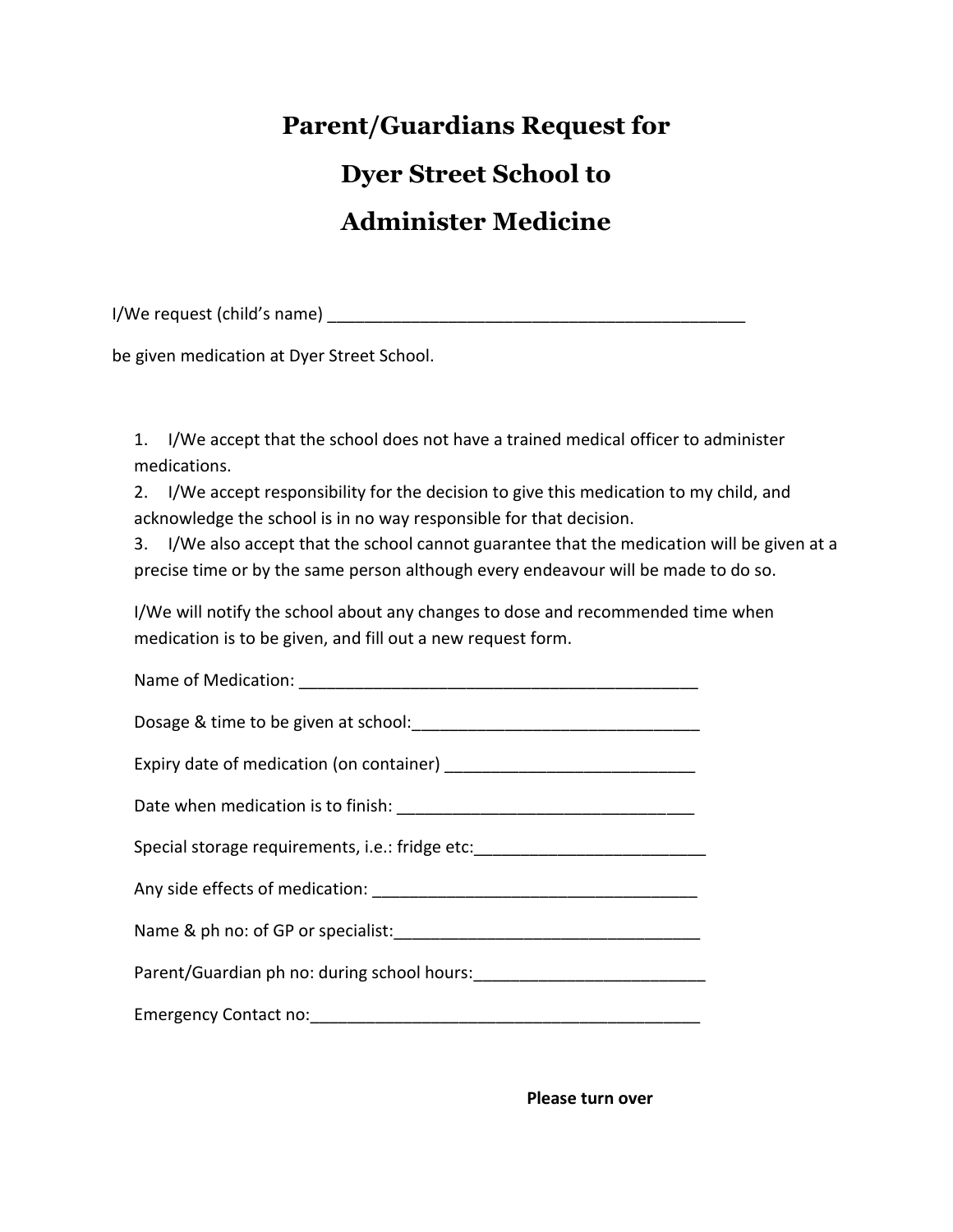# Parent/Guardians Request for Dyer Street School to Administer Medicine

I/We request (child's name) ______________________________________________

be given medication at Dyer Street School.

1. I/We accept that the school does not have a trained medical officer to administer medications.
2. I/We accept responsibility for the decision to give this medication to my child, and acknowledge the school is in no way responsible for that decision.
3. I/We also accept that the school cannot guarantee that the medication will be given at a precise time or by the same person although every endeavour will be made to do so.

I/We will notify the school about any changes to dose and recommended time when medication is to be given, and fill out a new request form.

Name of Medication: ___________________________________________

Dosage & time to be given at school:_______________________________

Expiry date of medication (on container) __________________________

Date when medication is to finish: _______________________________

Special storage requirements, i.e.: fridge etc:________________________

Any side effects of medication: __________________________________

Name & ph no: of GP or specialist:_________________________________

Parent/Guardian ph no: during school hours:________________________

Emergency Contact no:__________________________________________

**Please turn over**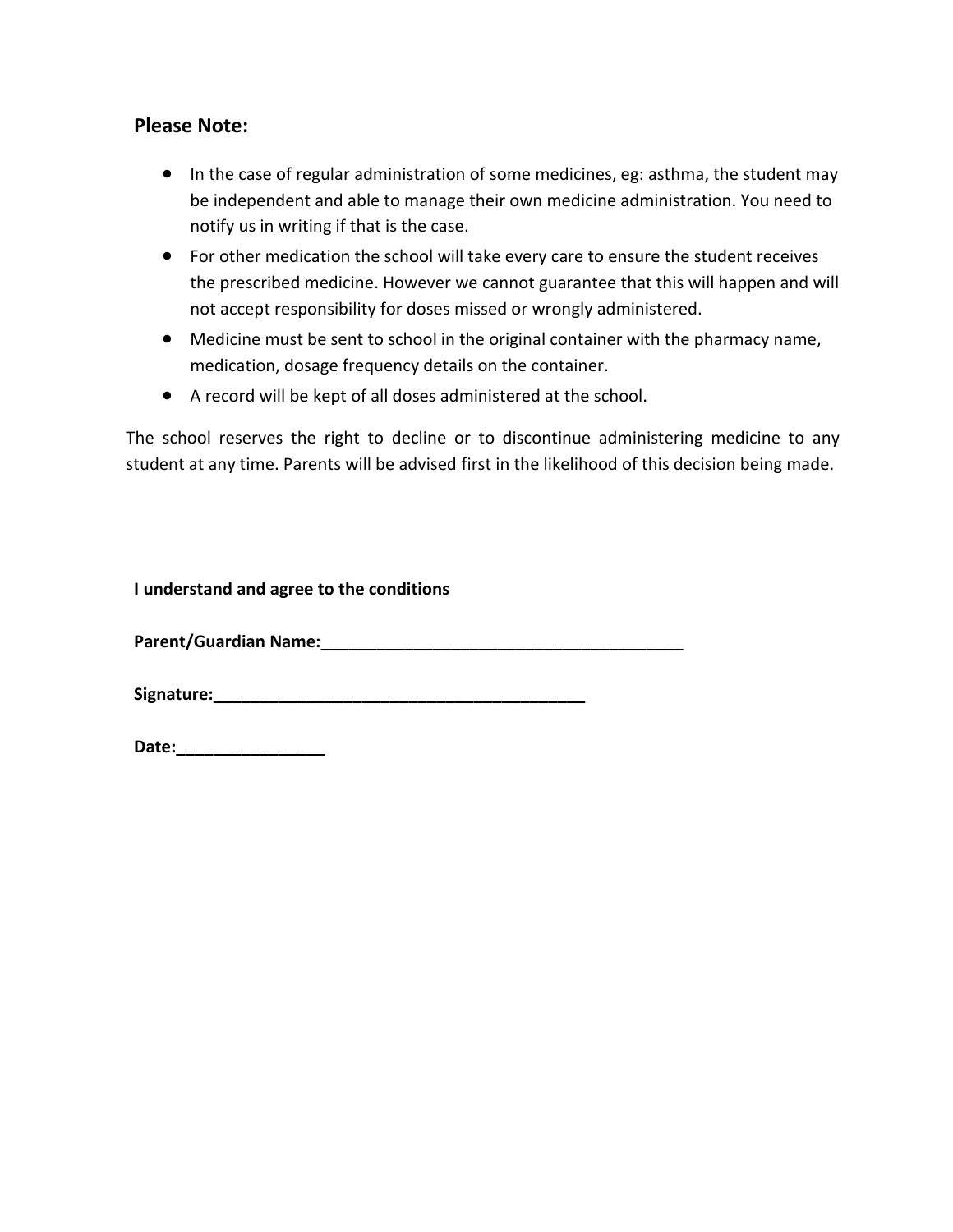**Please Note:**

- In the case of regular administration of some medicines, eg: asthma, the student may be independent and able to manage their own medicine administration. You need to notify us in writing if that is the case.
- For other medication the school will take every care to ensure the student receives the prescribed medicine. However we cannot guarantee that this will happen and will not accept responsibility for doses missed or wrongly administered.
- Medicine must be sent to school in the original container with the pharmacy name, medication, dosage frequency details on the container.
- A record will be kept of all doses administered at the school.

The school reserves the right to decline or to discontinue administering medicine to any student at any time. Parents will be advised first in the likelihood of this decision being made.

**I understand and agree to the conditions**

**Parent/Guardian Name:**_________________________________________

**Signature:**__________________________________________

**Date:**________________